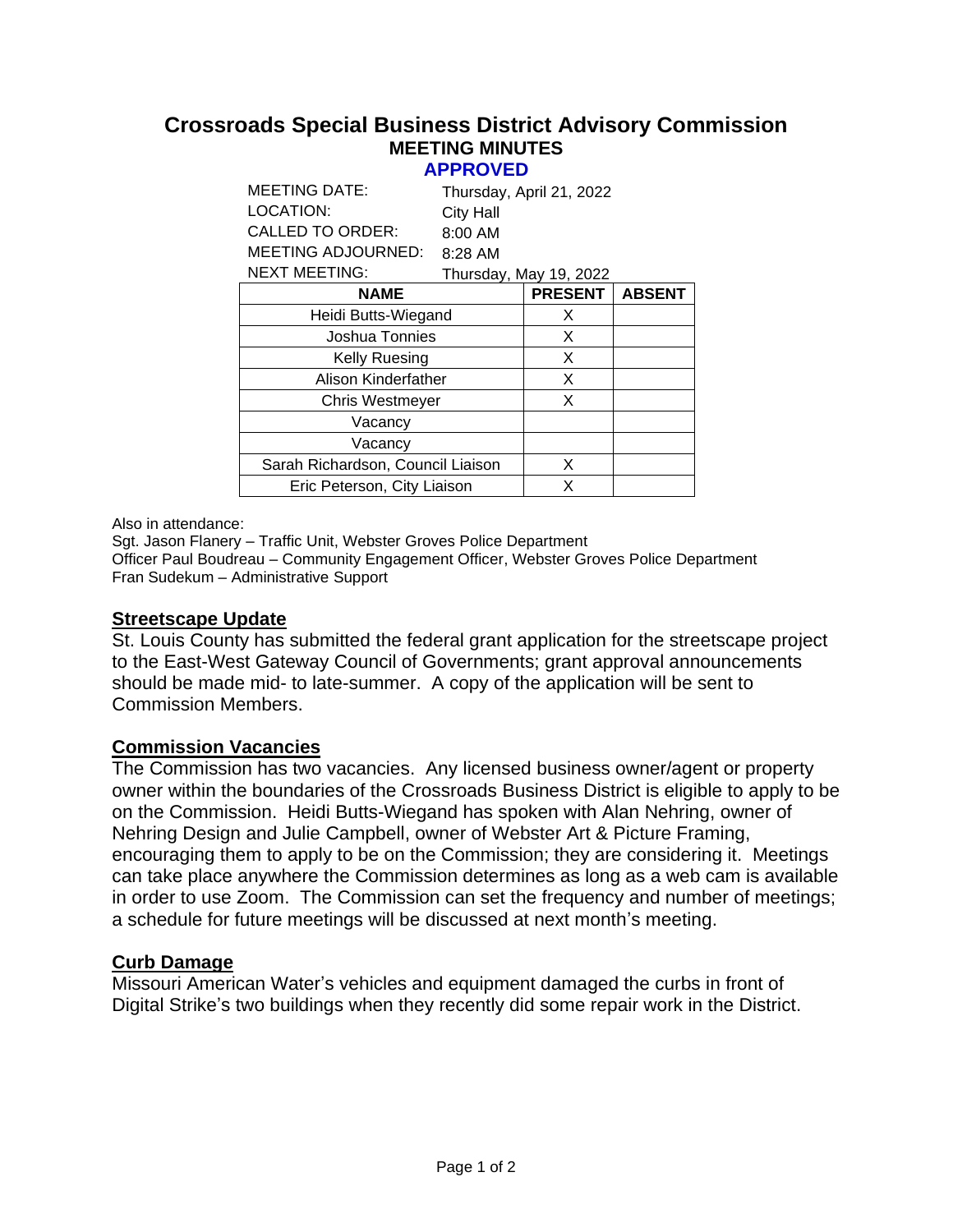# Crossroads Special Business District Advisory Commission

## MEETING MINUTES

**APPROVED**

MEETING DATE: Thursday, April 21, 2022
LOCATION: City Hall
CALLED TO ORDER: 8:00 AM
MEETING ADJOURNED: 8:28 AM
NEXT MEETING: Thursday, May 19, 2022

| NAME | PRESENT | ABSENT |
|---|---|---|
| Heidi Butts-Wiegand | X | |
| Joshua Tonnies | X | |
| Kelly Ruesing | X | |
| Alison Kinderfather | X | |
| Chris Westmeyer | X | |
| Vacancy | | |
| Vacancy | | |
| Sarah Richardson, Council Liaison | X | |
| Eric Peterson, City Liaison | X | |

Also in attendance:
Sgt. Jason Flanery – Traffic Unit, Webster Groves Police Department
Officer Paul Boudreau – Community Engagement Officer, Webster Groves Police Department
Fran Sudekum – Administrative Support

### Streetscape Update

St. Louis County has submitted the federal grant application for the streetscape project to the East-West Gateway Council of Governments; grant approval announcements should be made mid- to late-summer. A copy of the application will be sent to Commission Members.

### Commission Vacancies

The Commission has two vacancies. Any licensed business owner/agent or property owner within the boundaries of the Crossroads Business District is eligible to apply to be on the Commission. Heidi Butts-Wiegand has spoken with Alan Nehring, owner of Nehring Design and Julie Campbell, owner of Webster Art & Picture Framing, encouraging them to apply to be on the Commission; they are considering it. Meetings can take place anywhere the Commission determines as long as a web cam is available in order to use Zoom. The Commission can set the frequency and number of meetings; a schedule for future meetings will be discussed at next month's meeting.

### Curb Damage

Missouri American Water's vehicles and equipment damaged the curbs in front of Digital Strike's two buildings when they recently did some repair work in the District.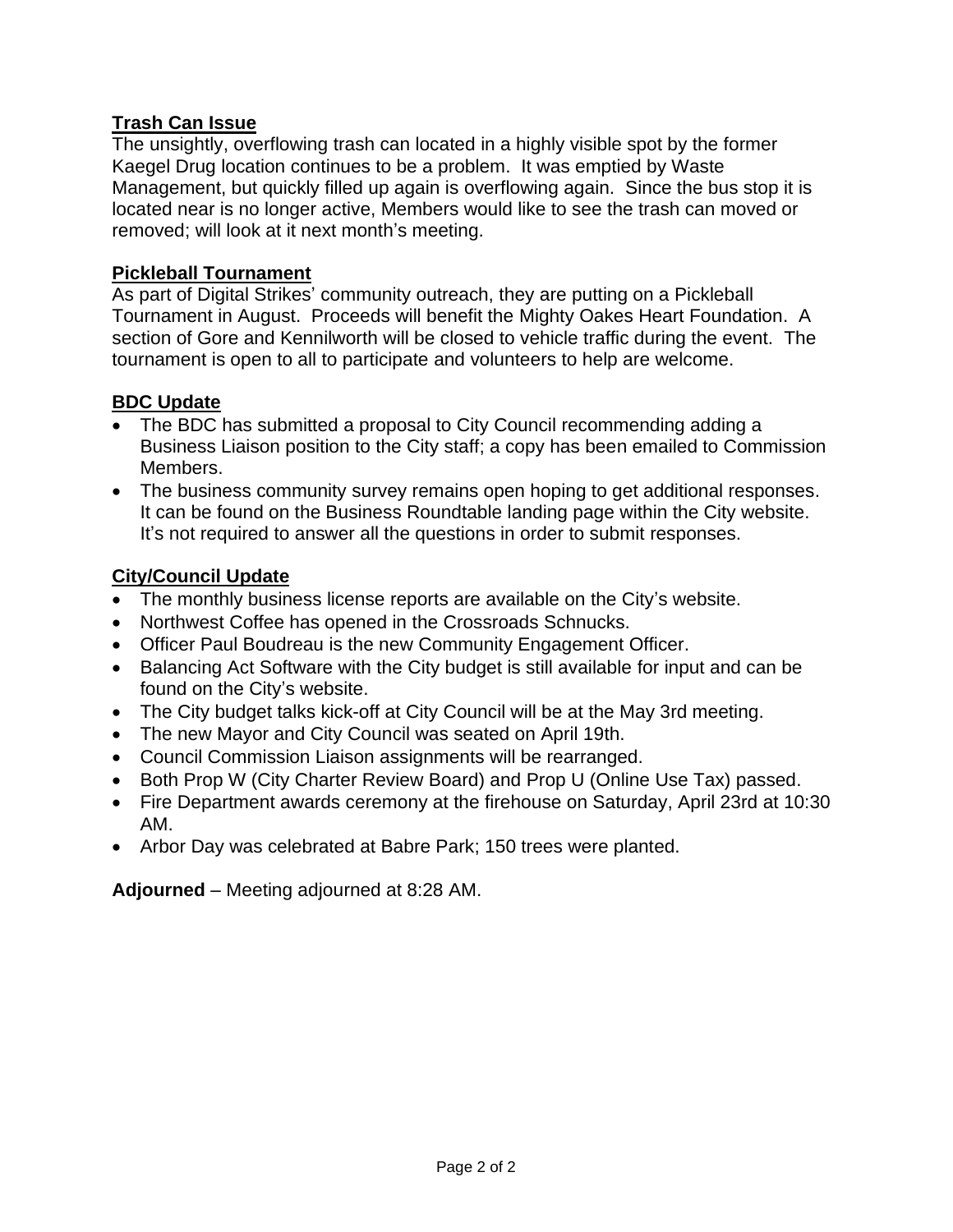**Trash Can Issue**

The unsightly, overflowing trash can located in a highly visible spot by the former Kaegel Drug location continues to be a problem. It was emptied by Waste Management, but quickly filled up again is overflowing again. Since the bus stop it is located near is no longer active, Members would like to see the trash can moved or removed; will look at it next month's meeting.

**Pickleball Tournament**

As part of Digital Strikes' community outreach, they are putting on a Pickleball Tournament in August. Proceeds will benefit the Mighty Oakes Heart Foundation. A section of Gore and Kennilworth will be closed to vehicle traffic during the event. The tournament is open to all to participate and volunteers to help are welcome.

**BDC Update**

- The BDC has submitted a proposal to City Council recommending adding a Business Liaison position to the City staff; a copy has been emailed to Commission Members.
- The business community survey remains open hoping to get additional responses. It can be found on the Business Roundtable landing page within the City website. It's not required to answer all the questions in order to submit responses.

**City/Council Update**

- The monthly business license reports are available on the City's website.
- Northwest Coffee has opened in the Crossroads Schnucks.
- Officer Paul Boudreau is the new Community Engagement Officer.
- Balancing Act Software with the City budget is still available for input and can be found on the City's website.
- The City budget talks kick-off at City Council will be at the May 3rd meeting.
- The new Mayor and City Council was seated on April 19th.
- Council Commission Liaison assignments will be rearranged.
- Both Prop W (City Charter Review Board) and Prop U (Online Use Tax) passed.
- Fire Department awards ceremony at the firehouse on Saturday, April 23rd at 10:30 AM.
- Arbor Day was celebrated at Babre Park; 150 trees were planted.

**Adjourned** – Meeting adjourned at 8:28 AM.